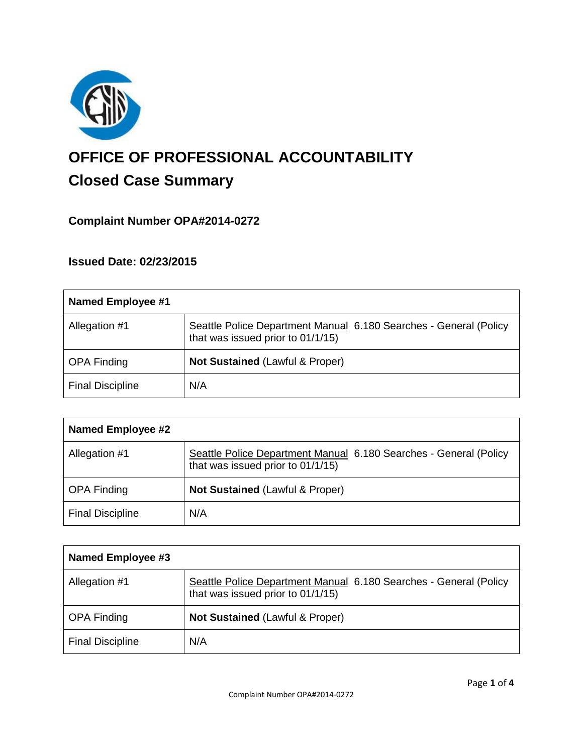# OFFICE OF PROFESSIONAL ACCOUNTABILITY

## Closed Case Summary

### Complaint Number OPA#2014-0272

### Issued Date: 02/23/2015

| Named Employee #1 | |
|---|---|
| Allegation #1 | Seattle Police Department Manual 6.180 Searches - General (Policy that was issued prior to 01/1/15) |
| OPA Finding | **Not Sustained** (Lawful & Proper) |
| Final Discipline | N/A |

| Named Employee #2 | |
|---|---|
| Allegation #1 | Seattle Police Department Manual 6.180 Searches - General (Policy that was issued prior to 01/1/15) |
| OPA Finding | **Not Sustained** (Lawful & Proper) |
| Final Discipline | N/A |

| Named Employee #3 | |
|---|---|
| Allegation #1 | Seattle Police Department Manual 6.180 Searches - General (Policy that was issued prior to 01/1/15) |
| OPA Finding | **Not Sustained** (Lawful & Proper) |
| Final Discipline | N/A |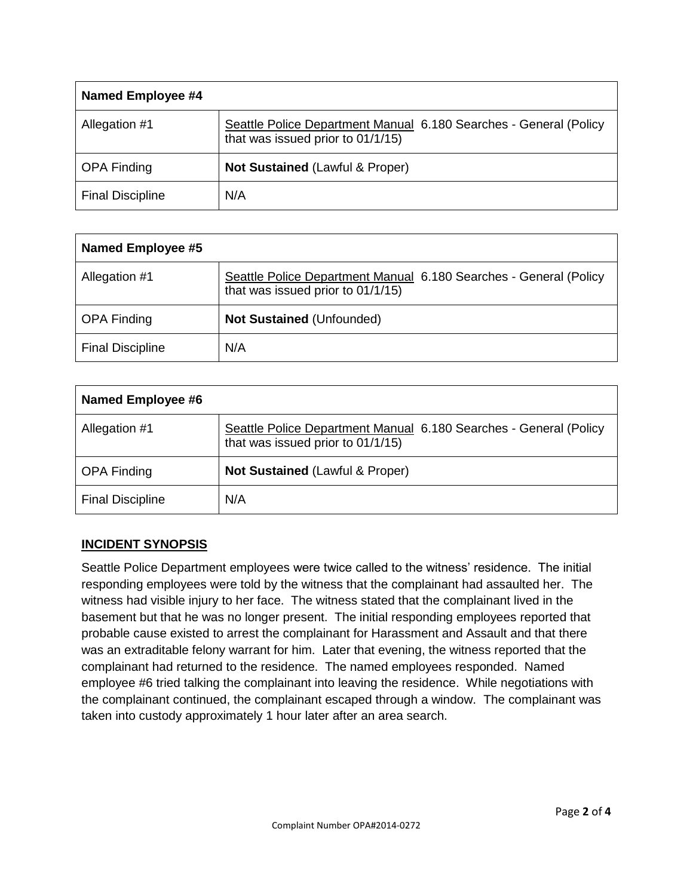| Named Employee #4 | |
|---|---|
| Allegation #1 | Seattle Police Department Manual 6.180 Searches - General (Policy that was issued prior to 01/1/15) |
| OPA Finding | **Not Sustained** (Lawful & Proper) |
| Final Discipline | N/A |

| Named Employee #5 | |
|---|---|
| Allegation #1 | Seattle Police Department Manual 6.180 Searches - General (Policy that was issued prior to 01/1/15) |
| OPA Finding | **Not Sustained** (Unfounded) |
| Final Discipline | N/A |

| Named Employee #6 | |
|---|---|
| Allegation #1 | Seattle Police Department Manual 6.180 Searches - General (Policy that was issued prior to 01/1/15) |
| OPA Finding | **Not Sustained** (Lawful & Proper) |
| Final Discipline | N/A |

## INCIDENT SYNOPSIS

Seattle Police Department employees were twice called to the witness' residence. The initial responding employees were told by the witness that the complainant had assaulted her. The witness had visible injury to her face. The witness stated that the complainant lived in the basement but that he was no longer present. The initial responding employees reported that probable cause existed to arrest the complainant for Harassment and Assault and that there was an extraditable felony warrant for him. Later that evening, the witness reported that the complainant had returned to the residence. The named employees responded. Named employee #6 tried talking the complainant into leaving the residence. While negotiations with the complainant continued, the complainant escaped through a window. The complainant was taken into custody approximately 1 hour later after an area search.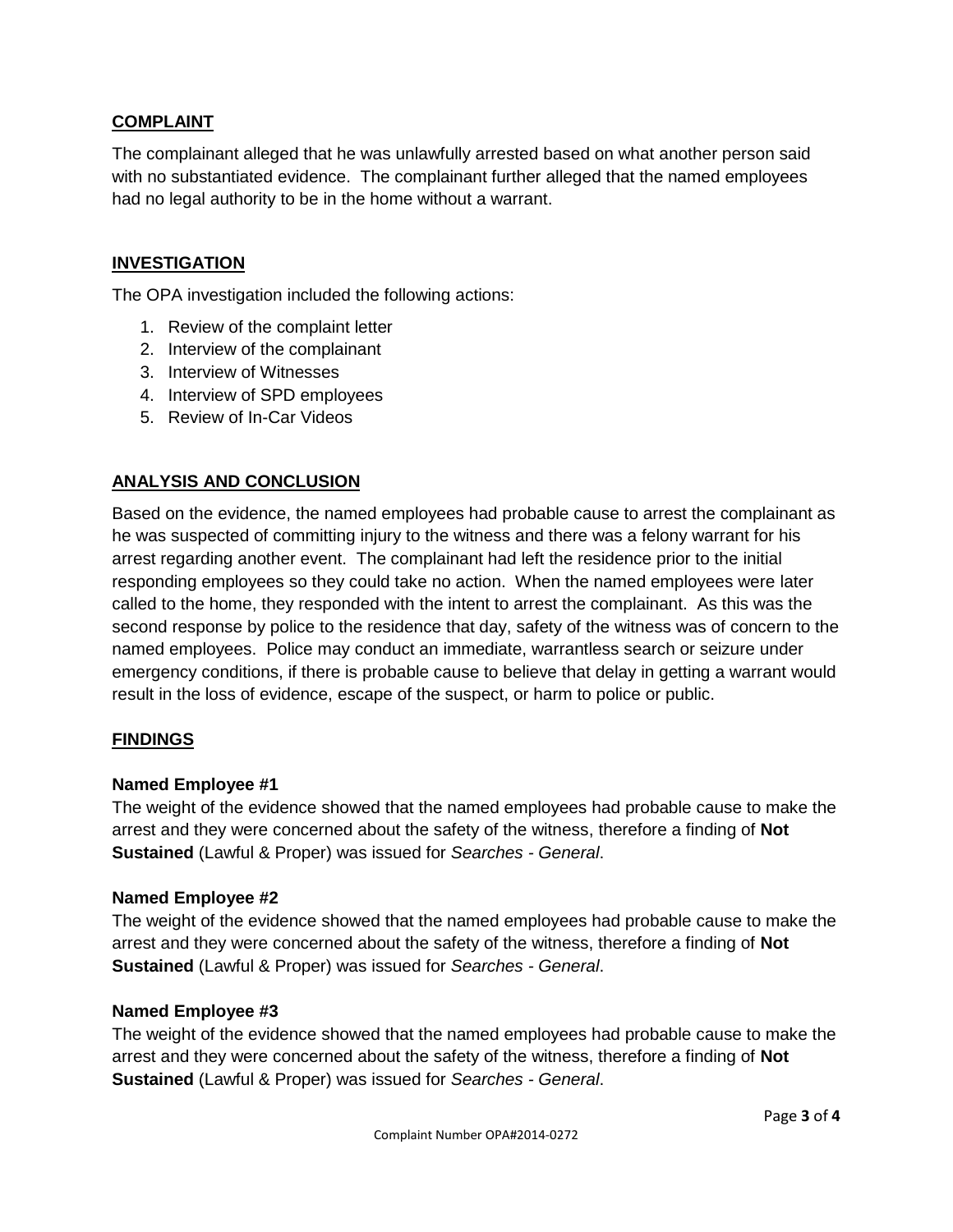## COMPLAINT

The complainant alleged that he was unlawfully arrested based on what another person said with no substantiated evidence. The complainant further alleged that the named employees had no legal authority to be in the home without a warrant.

## INVESTIGATION

The OPA investigation included the following actions:

1. Review of the complaint letter
2. Interview of the complainant
3. Interview of Witnesses
4. Interview of SPD employees
5. Review of In-Car Videos

## ANALYSIS AND CONCLUSION

Based on the evidence, the named employees had probable cause to arrest the complainant as he was suspected of committing injury to the witness and there was a felony warrant for his arrest regarding another event. The complainant had left the residence prior to the initial responding employees so they could take no action. When the named employees were later called to the home, they responded with the intent to arrest the complainant. As this was the second response by police to the residence that day, safety of the witness was of concern to the named employees. Police may conduct an immediate, warrantless search or seizure under emergency conditions, if there is probable cause to believe that delay in getting a warrant would result in the loss of evidence, escape of the suspect, or harm to police or public.

## FINDINGS

**Named Employee #1**

The weight of the evidence showed that the named employees had probable cause to make the arrest and they were concerned about the safety of the witness, therefore a finding of **Not Sustained** (Lawful & Proper) was issued for *Searches - General*.

**Named Employee #2**

The weight of the evidence showed that the named employees had probable cause to make the arrest and they were concerned about the safety of the witness, therefore a finding of **Not Sustained** (Lawful & Proper) was issued for *Searches - General*.

**Named Employee #3**

The weight of the evidence showed that the named employees had probable cause to make the arrest and they were concerned about the safety of the witness, therefore a finding of **Not Sustained** (Lawful & Proper) was issued for *Searches - General*.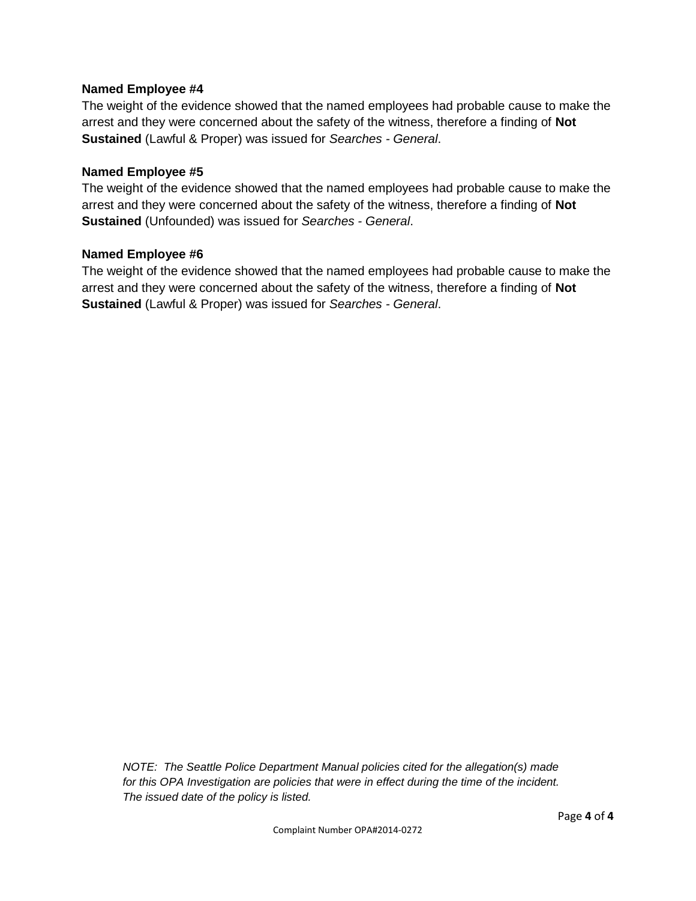**Named Employee #4**

The weight of the evidence showed that the named employees had probable cause to make the arrest and they were concerned about the safety of the witness, therefore a finding of **Not Sustained** (Lawful & Proper) was issued for *Searches - General*.

**Named Employee #5**

The weight of the evidence showed that the named employees had probable cause to make the arrest and they were concerned about the safety of the witness, therefore a finding of **Not Sustained** (Unfounded) was issued for *Searches - General*.

**Named Employee #6**

The weight of the evidence showed that the named employees had probable cause to make the arrest and they were concerned about the safety of the witness, therefore a finding of **Not Sustained** (Lawful & Proper) was issued for *Searches - General*.

*NOTE: The Seattle Police Department Manual policies cited for the allegation(s) made for this OPA Investigation are policies that were in effect during the time of the incident. The issued date of the policy is listed.*